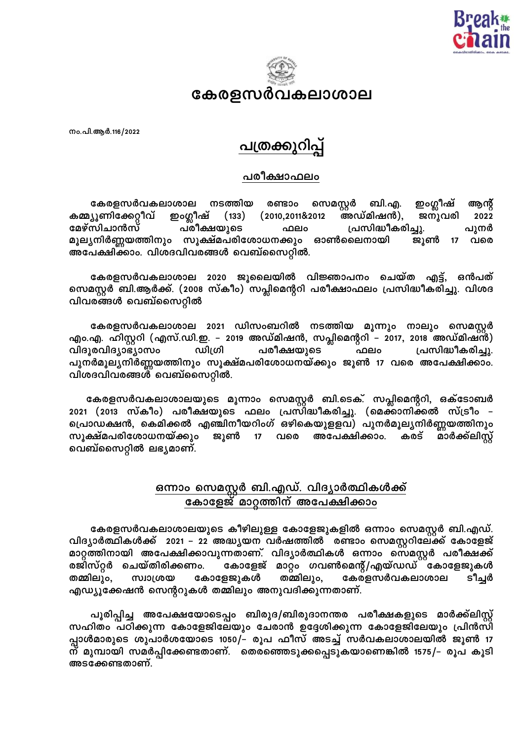# കേരളസർവകലാശാല

നം.പി.ആർ.116/2022

## പത്രക്കുറിപ്പ്

### പരീക്ഷാഫലം

കേരളസർവകലാശാല നടത്തിയ രണ്ടാം സെമസ്റ്റർ ബി.എ. ഇംഗ്ലീഷ് ആന്റ് കമ്മ്യൂണിക്കേറ്റീവ് ഇംഗ്ലീഷ് (133) (2010,2011&2012 അഡ്മിഷൻ), ജനുവരി 2022 മേഴ്സിചാൻസ് പരീക്ഷയുടെ ഫലം പ്രസിദ്ധീകരിച്ചു. പുനർ മൂല്യനിർണ്ണയത്തിനും സൂക്ഷ്മപരിശോധനക്കും ഓൺലൈനായി ജൂൺ 17 വരെ അപേക്ഷിക്കാം. വിശദവിവരങ്ങൾ വെബ്സൈറ്റിൽ.

കേരളസർവകലാശാല 2020 ജൂലൈയിൽ വിജ്ഞാപനം ചെയ്ത എട്ട്, ഒൻപത് സെമസ്റ്റർ ബി.ആർക്ക്. (2008 സ്കീം) സപ്ലിമെന്ററി പരീക്ഷാഫലം പ്രസിദ്ധീകരിച്ചു. വിശദ വിവരങ്ങൾ വെബ്സൈറ്റിൽ

കേരളസർവകലാശാല 2021 ഡിസംബറിൽ നടത്തിയ മൂന്നും നാലും സെമസ്റ്റർ എം.എ. ഹിസ്റ്ററി (എസ്.ഡി.ഇ. – 2019 അഡ്മിഷൻ, സപ്ലിമെന്ററി – 2017, 2018 അഡ്മിഷൻ) വിദൂരവിദ്യാഭ്യാസം ഡിഗ്രി പരീക്ഷയുടെ ഫലം പ്രസിദ്ധീകരിച്ചു. പുനർമൂല്യനിർണ്ണയത്തിനും സൂക്ഷ്മപരിശോധനയ്ക്കും ജൂൺ 17 വരെ അപേക്ഷിക്കാം. വിശദവിവരങ്ങൾ വെബ്സൈറ്റിൽ.

കേരളസർവകലാശാലയുടെ മൂന്നാം സെമസ്റ്റർ ബി.ടെക്. സപ്ലിമെന്ററി, ഒക്ടോബർ 2021 (2013 സ്കീം) പരീക്ഷയുടെ ഫലം പ്രസിദ്ധീകരിച്ചു. (മെക്കാനിക്കൽ സ്ട്രീം – പ്രൊഡക്ഷൻ, കെമിക്കൽ എഞ്ചിനീയറിംഗ് ഒഴികെയുളളവ) പുനർമൂല്യനിർണ്ണയത്തിനും സൂക്ഷ്മപരിശോധനയ്ക്കും ജൂൺ 17 വരെ അപേക്ഷിക്കാം. കരട് മാർക്ക്ലിസ്റ്റ് വെബ്സൈറ്റിൽ ലഭ്യമാണ്.

### ഒന്നാം സെമസ്റ്റർ ബി.എഡ്. വിദ്യാർത്ഥികൾക്ക് കോളേജ് മാറ്റത്തിന് അപേക്ഷിക്കാം

കേരളസർവകലാശാലയുടെ കീഴിലുള്ള കോളേജുകളിൽ ഒന്നാം സെമസ്റ്റർ ബി.എഡ്. വിദ്യാർത്ഥികൾക്ക് 2021 – 22 അദ്ധ്യയന വർഷത്തിൽ രണ്ടാം സെമസ്റ്ററിലേക്ക് കോളേജ് മാറ്റത്തിനായി അപേക്ഷിക്കാവുന്നതാണ്. വിദ്യാർത്ഥികൾ ഒന്നാം സെമസ്റ്റർ പരീക്ഷക്ക് രജിസ്റ്റർ ചെയ്തിരിക്കണം. കോളേജ് മാറ്റം ഗവൺമെന്റ്/എയ്ഡഡ് കോളേജുകൾ തമ്മിലും, സ്വാശ്രയ കോളേജുകൾ തമ്മിലും, കേരളസർവകലാശാല ടീച്ചർ എഡ്യൂക്കേഷൻ സെന്ററുകൾ തമ്മിലും അനുവദിക്കുന്നതാണ്.

പൂരിപ്പിച്ച അപേക്ഷയോടൊപ്പം ബിരുദ/ബിരുദാനന്തര പരീക്ഷകളുടെ മാർക്ക്ലിസ്റ്റ് സഹിതം പഠിക്കുന്ന കോളേജിലേയും ചേരാൻ ഉദ്ദേശിക്കുന്ന കോളേജിലേയും പ്രിൻസിപ്പാൾമാരുടെ ശുപാർശയോടെ 1050/- രൂപ ഫീസ് അടച്ച് സർവകലാശാലയിൽ ജൂൺ 17 ന് മുമ്പായി സമർപ്പിക്കേണ്ടതാണ്. തെരഞ്ഞെടുക്കപ്പെടുകയാണെങ്കിൽ 1575/- രൂപ കൂടി അടക്കേണ്ടതാണ്.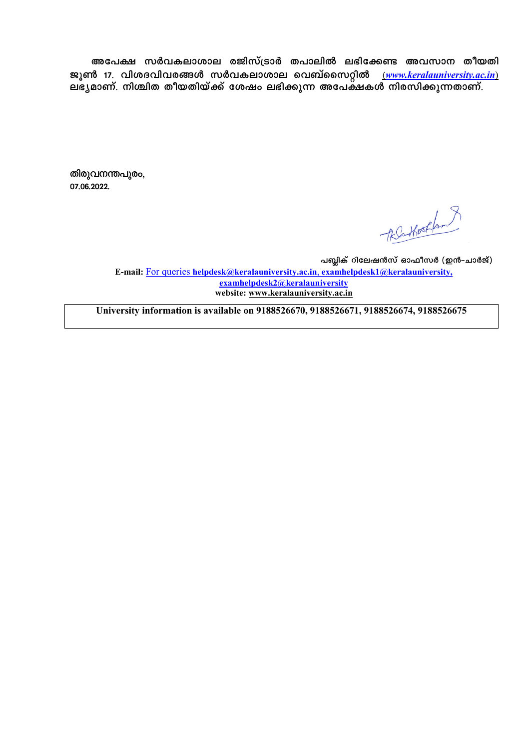അപേക്ഷ സർവകലാശാല രജിസ്ട്രാർ തപാലിൽ ലഭിക്കേണ്ട അവസാന തീയതി ജൂൺ 17. വിശദവിവരങ്ങൾ സർവകലാശാല വെബ്സൈറ്റിൽ (*www.keralauniversity.ac.in*) ലഭ്യമാണ്. നിശ്ചിത തീയതിയ്ക്ക് ശേഷം ലഭിക്കുന്ന അപേക്ഷകൾ നിരസിക്കുന്നതാണ്.

**തിരുവനന്തപുരം,**
**07.06.2022.**

**പബ്ലിക് റിലേഷൻസ് ഓഫീസർ (ഇൻ-ചാർജ്)**

**E-mail:** For queries **helpdesk@keralauniversity.ac.in, examhelpdesk1@keralauniversity, examhelpdesk2@keralauniversity**
**website: www.keralauniversity.ac.in**

**University information is available on 9188526670, 9188526671, 9188526674, 9188526675**